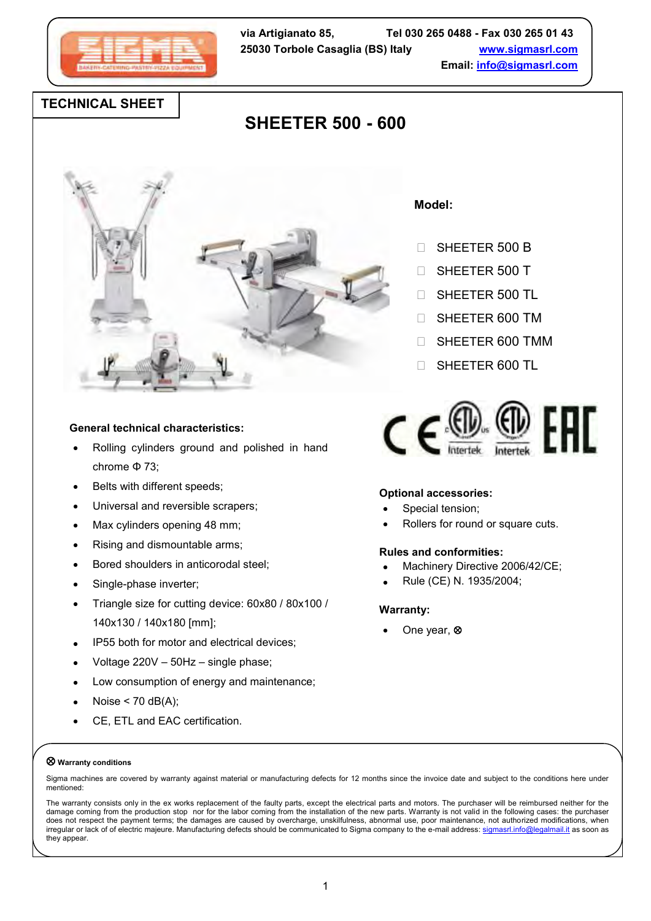via Artigianato 85, 25030 Torbole Casaglia (BS) Italy

Tel 030 265 0488 - Fax 030 265 01 43
www.sigmasrl.com
Email: info@sigmasrl.com

## TECHNICAL SHEET

# SHEETER 500 - 600

**Model:**

- ☐ SHEETER 500 B
- ☐ SHEETER 500 T
- ☐ SHEETER 500 TL
- ☐ SHEETER 600 TM
- ☐ SHEETER 600 TMM
- ☐ SHEETER 600 TL

**General technical characteristics:**

- Rolling cylinders ground and polished in hand chrome Φ 73;
- Belts with different speeds;
- Universal and reversible scrapers;
- Max cylinders opening 48 mm;
- Rising and dismountable arms;
- Bored shoulders in anticorodal steel;
- Single-phase inverter;
- Triangle size for cutting device: 60x80 / 80x100 / 140x130 / 140x180 [mm];
- IP55 both for motor and electrical devices;
- Voltage 220V – 50Hz – single phase;
- Low consumption of energy and maintenance;
- Noise < 70 dB(A);
- CE, ETL and EAC certification.

**Optional accessories:**

- Special tension;
- Rollers for round or square cuts.

**Rules and conformities:**

- Machinery Directive 2006/42/CE;
- Rule (CE) N. 1935/2004;

**Warranty:**

- One year, ⊗

⊗ **Warranty conditions**

Sigma machines are covered by warranty against material or manufacturing defects for 12 months since the invoice date and subject to the conditions here under mentioned:

The warranty consists only in the ex works replacement of the faulty parts, except the electrical parts and motors. The purchaser will be reimbursed neither for the damage coming from the production stop nor for the labor coming from the installation of the new parts. Warranty is not valid in the following cases: the purchaser does not respect the payment terms; the damages are caused by overcharge, unskilfulness, abnormal use, poor maintenance, not authorized modifications, when irregular or lack of of electric majeure. Manufacturing defects should be communicated to Sigma company to the e-mail address: sigmasrl.info@legalmail.it as soon as they appear.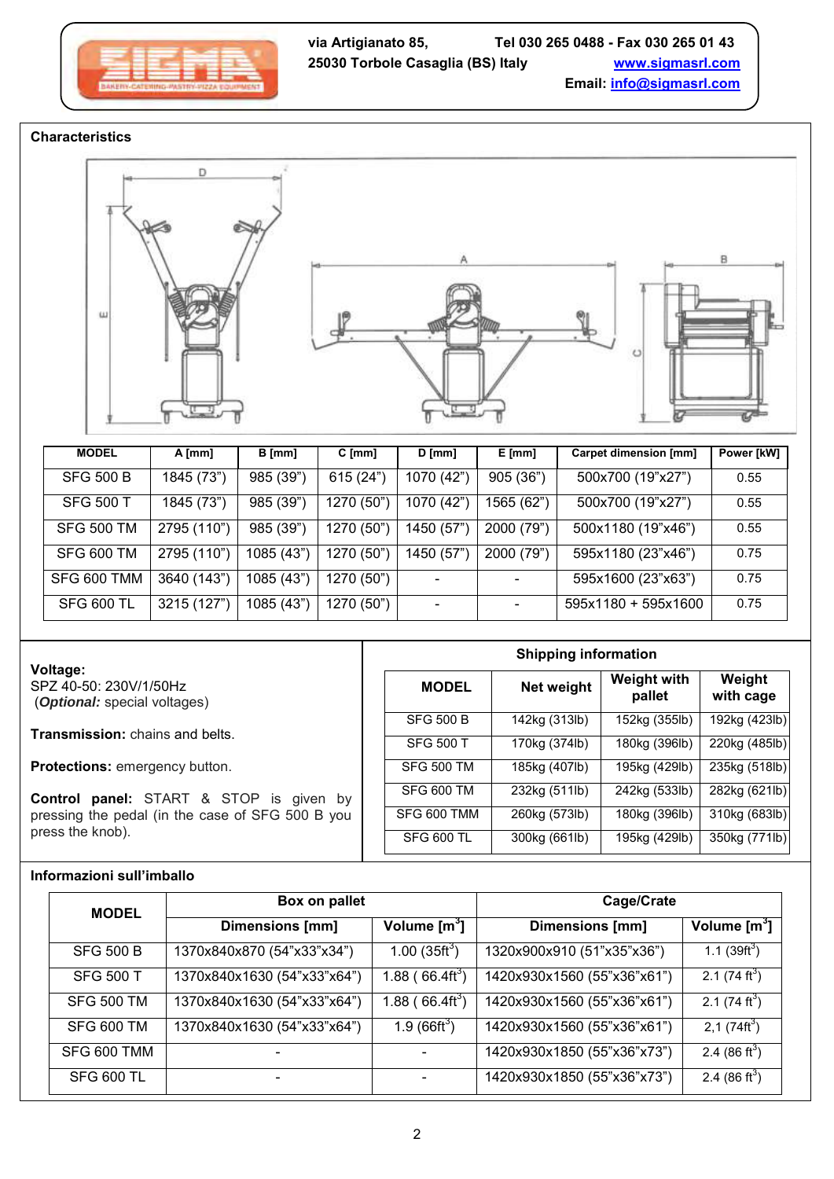via Artigianato 85, 25030 Torbole Casaglia (BS) Italy

Tel 030 265 0488 - Fax 030 265 01 43

www.sigmasrl.com

Email: info@sigmasrl.com

## Characteristics

D

E

A

B

C

| MODEL | A [mm] | B [mm] | C [mm] | D [mm] | E [mm] | Carpet dimension [mm] | Power [kW] |
|---|---|---|---|---|---|---|---|
| SFG 500 B | 1845 (73") | 985 (39") | 615 (24") | 1070 (42") | 905 (36") | 500x700 (19"x27") | 0.55 |
| SFG 500 T | 1845 (73") | 985 (39") | 1270 (50") | 1070 (42") | 1565 (62") | 500x700 (19"x27") | 0.55 |
| SFG 500 TM | 2795 (110") | 985 (39") | 1270 (50") | 1450 (57") | 2000 (79") | 500x1180 (19"x46") | 0.55 |
| SFG 600 TM | 2795 (110") | 1085 (43") | 1270 (50") | 1450 (57") | 2000 (79") | 595x1180 (23"x46") | 0.75 |
| SFG 600 TMM | 3640 (143") | 1085 (43") | 1270 (50") | - | - | 595x1600 (23"x63") | 0.75 |
| SFG 600 TL | 3215 (127") | 1085 (43") | 1270 (50") | - | - | 595x1180 + 595x1600 | 0.75 |

**Voltage:**
SPZ 40-50: 230V/1/50Hz
(***Optional:*** special voltages)

**Transmission:** chains and belts.

**Protections:** emergency button.

**Control panel:** START & STOP is given by pressing the pedal (in the case of SFG 500 B you press the knob).

### Shipping information

| MODEL | Net weight | Weight with pallet | Weight with cage |
|---|---|---|---|
| SFG 500 B | 142kg (313lb) | 152kg (355lb) | 192kg (423lb) |
| SFG 500 T | 170kg (374lb) | 180kg (396lb) | 220kg (485lb) |
| SFG 500 TM | 185kg (407lb) | 195kg (429lb) | 235kg (518lb) |
| SFG 600 TM | 232kg (511lb) | 242kg (533lb) | 282kg (621lb) |
| SFG 600 TMM | 260kg (573lb) | 180kg (396lb) | 310kg (683lb) |
| SFG 600 TL | 300kg (661lb) | 195kg (429lb) | 350kg (771lb) |

### Informazioni sull'imballo

| MODEL | Box on pallet | | Cage/Crate | |
|---|---|---|---|---|
| | Dimensions [mm] | Volume [m$^3$] | Dimensions [mm] | Volume [m$^3$] |
| SFG 500 B | 1370x840x870 (54"x33"x34") | 1.00 (35ft$^3$) | 1320x900x910 (51"x35"x36") | 1.1 (39ft$^3$) |
| SFG 500 T | 1370x840x1630 (54"x33"x64") | 1.88 ( 66.4ft$^3$) | 1420x930x1560 (55"x36"x61") | 2.1 (74 ft$^3$) |
| SFG 500 TM | 1370x840x1630 (54"x33"x64") | 1.88 ( 66.4ft$^3$) | 1420x930x1560 (55"x36"x61") | 2.1 (74 ft$^3$) |
| SFG 600 TM | 1370x840x1630 (54"x33"x64") | 1.9 (66ft$^3$) | 1420x930x1560 (55"x36"x61") | 2,1 (74ft$^3$) |
| SFG 600 TMM | - | - | 1420x930x1850 (55"x36"x73") | 2.4 (86 ft$^3$) |
| SFG 600 TL | - | - | 1420x930x1850 (55"x36"x73") | 2.4 (86 ft$^3$) |